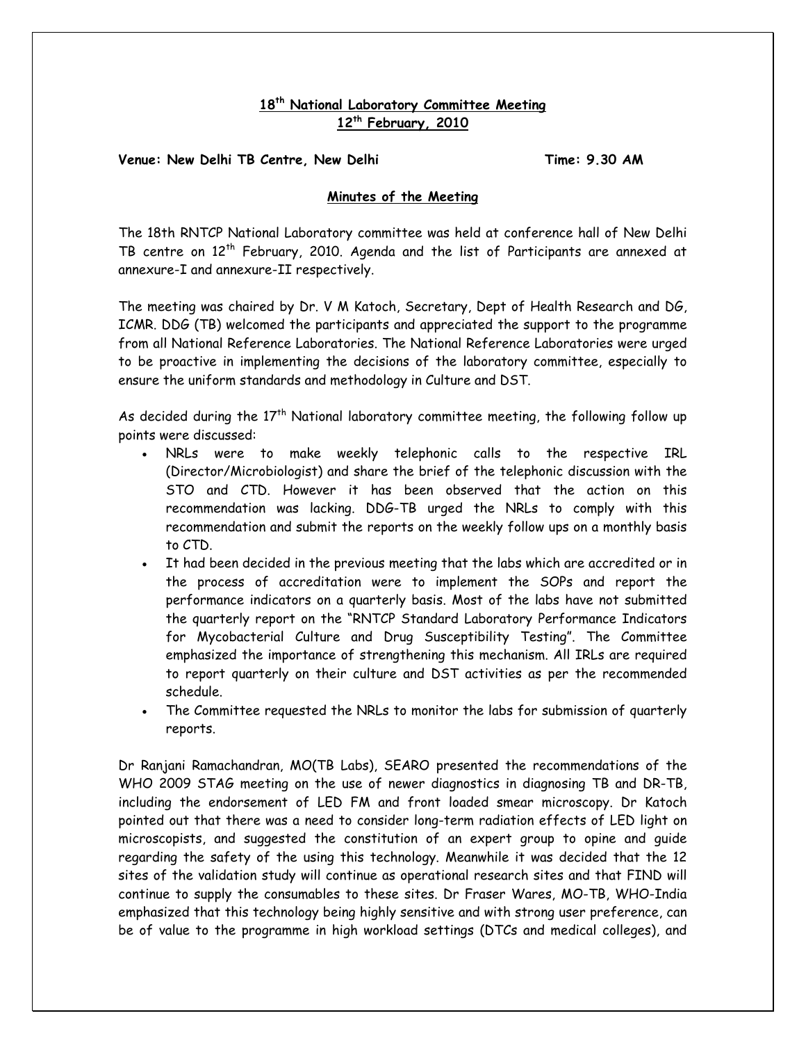## 18th National Laboratory Committee Meeting
## 12th February, 2010

**Venue: New Delhi TB Centre, New Delhi** **Time: 9.30 AM**

### Minutes of the Meeting

The 18th RNTCP National Laboratory committee was held at conference hall of New Delhi TB centre on 12th February, 2010. Agenda and the list of Participants are annexed at annexure-I and annexure-II respectively.

The meeting was chaired by Dr. V M Katoch, Secretary, Dept of Health Research and DG, ICMR. DDG (TB) welcomed the participants and appreciated the support to the programme from all National Reference Laboratories. The National Reference Laboratories were urged to be proactive in implementing the decisions of the laboratory committee, especially to ensure the uniform standards and methodology in Culture and DST.

As decided during the 17th National laboratory committee meeting, the following follow up points were discussed:

- NRLs were to make weekly telephonic calls to the respective IRL (Director/Microbiologist) and share the brief of the telephonic discussion with the STO and CTD. However it has been observed that the action on this recommendation was lacking. DDG-TB urged the NRLs to comply with this recommendation and submit the reports on the weekly follow ups on a monthly basis to CTD.
- It had been decided in the previous meeting that the labs which are accredited or in the process of accreditation were to implement the SOPs and report the performance indicators on a quarterly basis. Most of the labs have not submitted the quarterly report on the "RNTCP Standard Laboratory Performance Indicators for Mycobacterial Culture and Drug Susceptibility Testing". The Committee emphasized the importance of strengthening this mechanism. All IRLs are required to report quarterly on their culture and DST activities as per the recommended schedule.
- The Committee requested the NRLs to monitor the labs for submission of quarterly reports.

Dr Ranjani Ramachandran, MO(TB Labs), SEARO presented the recommendations of the WHO 2009 STAG meeting on the use of newer diagnostics in diagnosing TB and DR-TB, including the endorsement of LED FM and front loaded smear microscopy. Dr Katoch pointed out that there was a need to consider long-term radiation effects of LED light on microscopists, and suggested the constitution of an expert group to opine and guide regarding the safety of the using this technology. Meanwhile it was decided that the 12 sites of the validation study will continue as operational research sites and that FIND will continue to supply the consumables to these sites. Dr Fraser Wares, MO-TB, WHO-India emphasized that this technology being highly sensitive and with strong user preference, can be of value to the programme in high workload settings (DTCs and medical colleges), and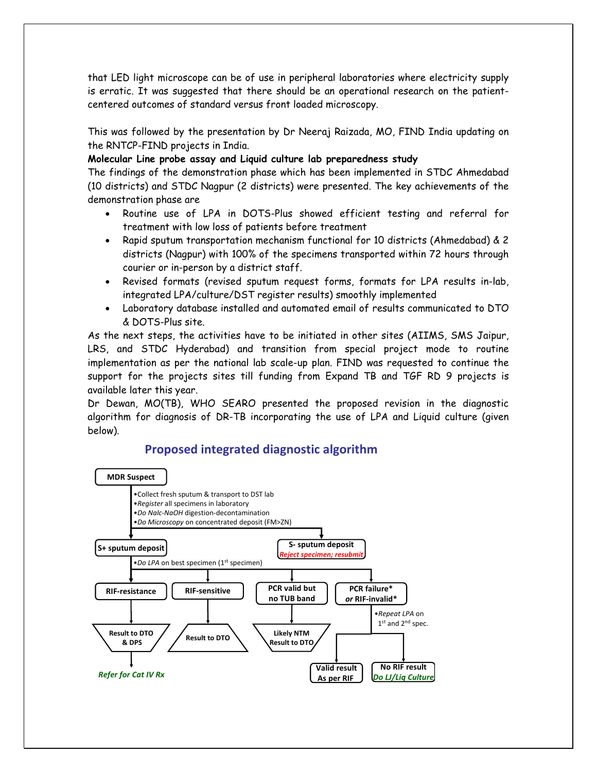that LED light microscope can be of use in peripheral laboratories where electricity supply is erratic. It was suggested that there should be an operational research on the patient-centered outcomes of standard versus front loaded microscopy.

This was followed by the presentation by Dr Neeraj Raizada, MO, FIND India updating on the RNTCP-FIND projects in India.

**Molecular Line probe assay and Liquid culture lab preparedness study**

The findings of the demonstration phase which has been implemented in STDC Ahmedabad (10 districts) and STDC Nagpur (2 districts) were presented. The key achievements of the demonstration phase are

- Routine use of LPA in DOTS-Plus showed efficient testing and referral for treatment with low loss of patients before treatment
- Rapid sputum transportation mechanism functional for 10 districts (Ahmedabad) & 2 districts (Nagpur) with 100% of the specimens transported within 72 hours through courier or in-person by a district staff.
- Revised formats (revised sputum request forms, formats for LPA results in-lab, integrated LPA/culture/DST register results) smoothly implemented
- Laboratory database installed and automated email of results communicated to DTO & DOTS-Plus site.

As the next steps, the activities have to be initiated in other sites (AIIMS, SMS Jaipur, LRS, and STDC Hyderabad) and transition from special project mode to routine implementation as per the national lab scale-up plan. FIND was requested to continue the support for the projects sites till funding from Expand TB and TGF RD 9 projects is available later this year.

Dr Dewan, MO(TB), WHO SEARO presented the proposed revision in the diagnostic algorithm for diagnosis of DR-TB incorporating the use of LPA and Liquid culture (given below).

## Proposed integrated diagnostic algorithm

MDR Suspect

- Collect fresh sputum & transport to DST lab
- *Register* all specimens in laboratory
- *Do Nalc-NaOH* digestion-decontamination
- *Do Microscopy* on concentrated deposit (FM>ZN)

S+ sputum deposit

S- sputum deposit
*Reject specimen; resubmit*

- *Do LPA* on best specimen (1st specimen)

RIF-resistance

RIF-sensitive

PCR valid but no TUB band

PCR failure* *or* RIF-invalid*

Result to DTO & DPS

Result to DTO

Likely NTM Result to DTO

- *Repeat LPA* on 1st and 2nd spec.

*Refer for Cat IV Rx*

Valid result As per RIF

No RIF result
*Do LJ/Liq Culture*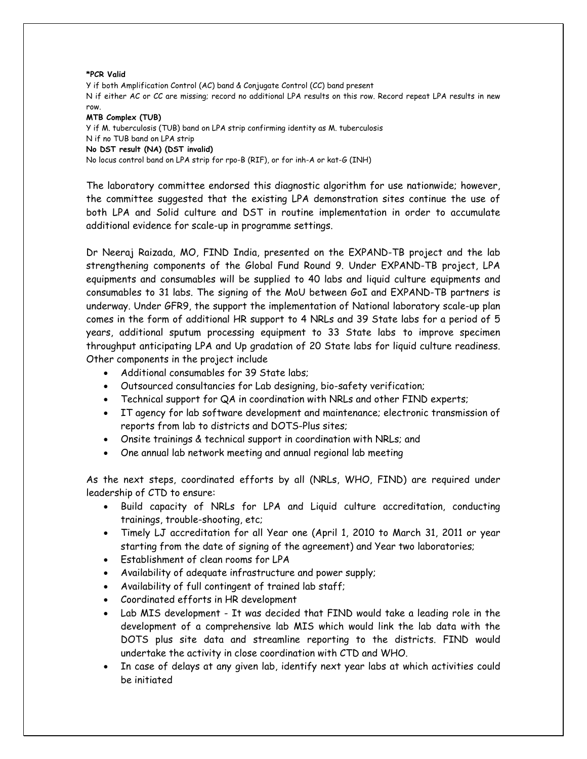**\*PCR Valid**
Y if both Amplification Control (AC) band & Conjugate Control (CC) band present
N if either AC or CC are missing; record no additional LPA results on this row. Record repeat LPA results in new row.
**MTB Complex (TUB)**
Y if M. tuberculosis (TUB) band on LPA strip confirming identity as M. tuberculosis
N if no TUB band on LPA strip
**No DST result (NA) (DST invalid)**
No locus control band on LPA strip for rpo-B (RIF), or for inh-A or kat-G (INH)

The laboratory committee endorsed this diagnostic algorithm for use nationwide; however, the committee suggested that the existing LPA demonstration sites continue the use of both LPA and Solid culture and DST in routine implementation in order to accumulate additional evidence for scale-up in programme settings.

Dr Neeraj Raizada, MO, FIND India, presented on the EXPAND-TB project and the lab strengthening components of the Global Fund Round 9. Under EXPAND-TB project, LPA equipments and consumables will be supplied to 40 labs and liquid culture equipments and consumables to 31 labs. The signing of the MoU between GoI and EXPAND-TB partners is underway. Under GFR9, the support the implementation of National laboratory scale-up plan comes in the form of additional HR support to 4 NRLs and 39 State labs for a period of 5 years, additional sputum processing equipment to 33 State labs to improve specimen throughput anticipating LPA and Up gradation of 20 State labs for liquid culture readiness. Other components in the project include

- Additional consumables for 39 State labs;
- Outsourced consultancies for Lab designing, bio-safety verification;
- Technical support for QA in coordination with NRLs and other FIND experts;
- IT agency for lab software development and maintenance; electronic transmission of reports from lab to districts and DOTS-Plus sites;
- Onsite trainings & technical support in coordination with NRLs; and
- One annual lab network meeting and annual regional lab meeting

As the next steps, coordinated efforts by all (NRLs, WHO, FIND) are required under leadership of CTD to ensure:

- Build capacity of NRLs for LPA and Liquid culture accreditation, conducting trainings, trouble-shooting, etc;
- Timely LJ accreditation for all Year one (April 1, 2010 to March 31, 2011 or year starting from the date of signing of the agreement) and Year two laboratories;
- Establishment of clean rooms for LPA
- Availability of adequate infrastructure and power supply;
- Availability of full contingent of trained lab staff;
- Coordinated efforts in HR development
- Lab MIS development - It was decided that FIND would take a leading role in the development of a comprehensive lab MIS which would link the lab data with the DOTS plus site data and streamline reporting to the districts. FIND would undertake the activity in close coordination with CTD and WHO.
- In case of delays at any given lab, identify next year labs at which activities could be initiated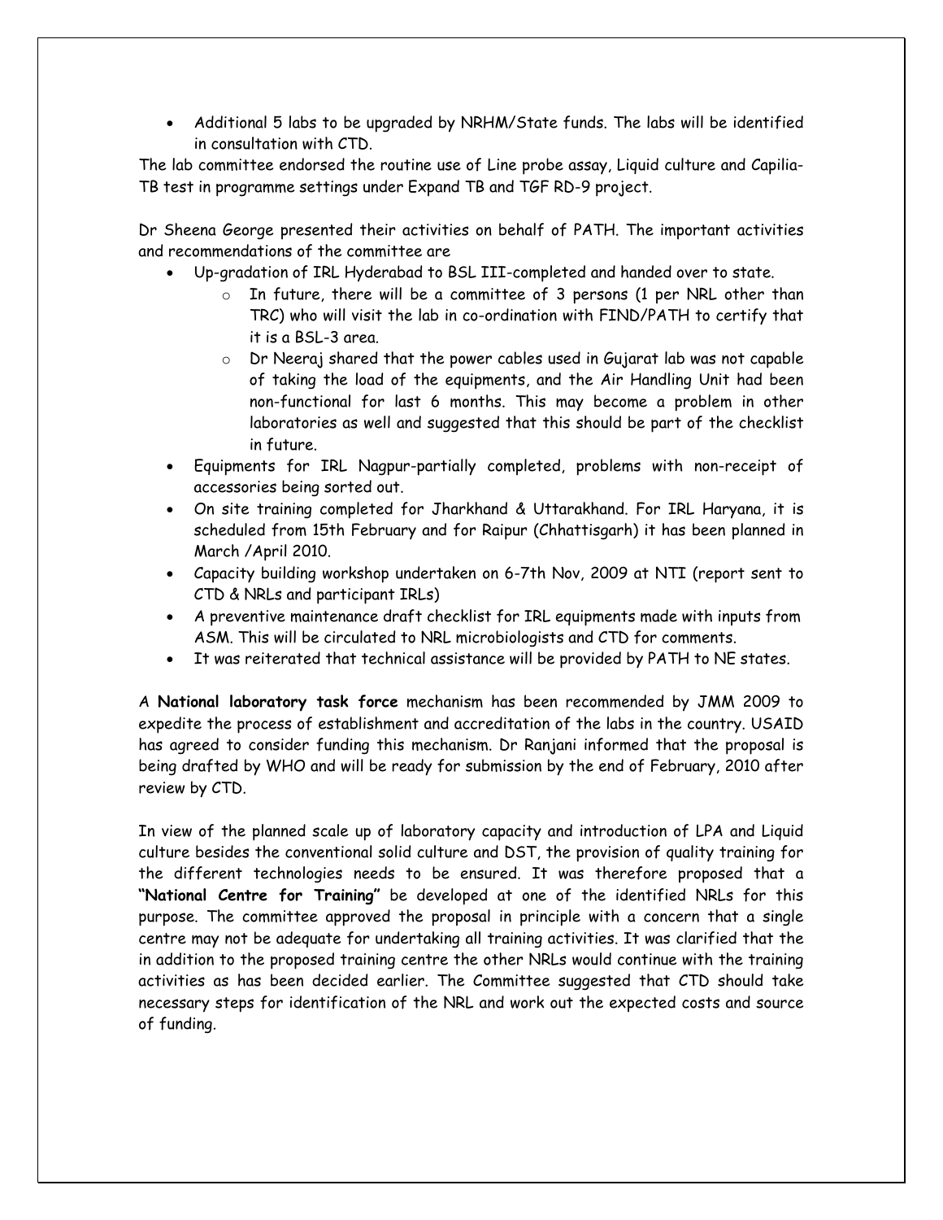- Additional 5 labs to be upgraded by NRHM/State funds. The labs will be identified in consultation with CTD.

The lab committee endorsed the routine use of Line probe assay, Liquid culture and Capilia-TB test in programme settings under Expand TB and TGF RD-9 project.

Dr Sheena George presented their activities on behalf of PATH. The important activities and recommendations of the committee are

- Up-gradation of IRL Hyderabad to BSL III-completed and handed over to state.
  - In future, there will be a committee of 3 persons (1 per NRL other than TRC) who will visit the lab in co-ordination with FIND/PATH to certify that it is a BSL-3 area.
  - Dr Neeraj shared that the power cables used in Gujarat lab was not capable of taking the load of the equipments, and the Air Handling Unit had been non-functional for last 6 months. This may become a problem in other laboratories as well and suggested that this should be part of the checklist in future.
- Equipments for IRL Nagpur-partially completed, problems with non-receipt of accessories being sorted out.
- On site training completed for Jharkhand & Uttarakhand. For IRL Haryana, it is scheduled from 15th February and for Raipur (Chhattisgarh) it has been planned in March /April 2010.
- Capacity building workshop undertaken on 6-7th Nov, 2009 at NTI (report sent to CTD & NRLs and participant IRLs)
- A preventive maintenance draft checklist for IRL equipments made with inputs from ASM. This will be circulated to NRL microbiologists and CTD for comments.
- It was reiterated that technical assistance will be provided by PATH to NE states.

A **National laboratory task force** mechanism has been recommended by JMM 2009 to expedite the process of establishment and accreditation of the labs in the country. USAID has agreed to consider funding this mechanism. Dr Ranjani informed that the proposal is being drafted by WHO and will be ready for submission by the end of February, 2010 after review by CTD.

In view of the planned scale up of laboratory capacity and introduction of LPA and Liquid culture besides the conventional solid culture and DST, the provision of quality training for the different technologies needs to be ensured. It was therefore proposed that a **"National Centre for Training"** be developed at one of the identified NRLs for this purpose. The committee approved the proposal in principle with a concern that a single centre may not be adequate for undertaking all training activities. It was clarified that the in addition to the proposed training centre the other NRLs would continue with the training activities as has been decided earlier. The Committee suggested that CTD should take necessary steps for identification of the NRL and work out the expected costs and source of funding.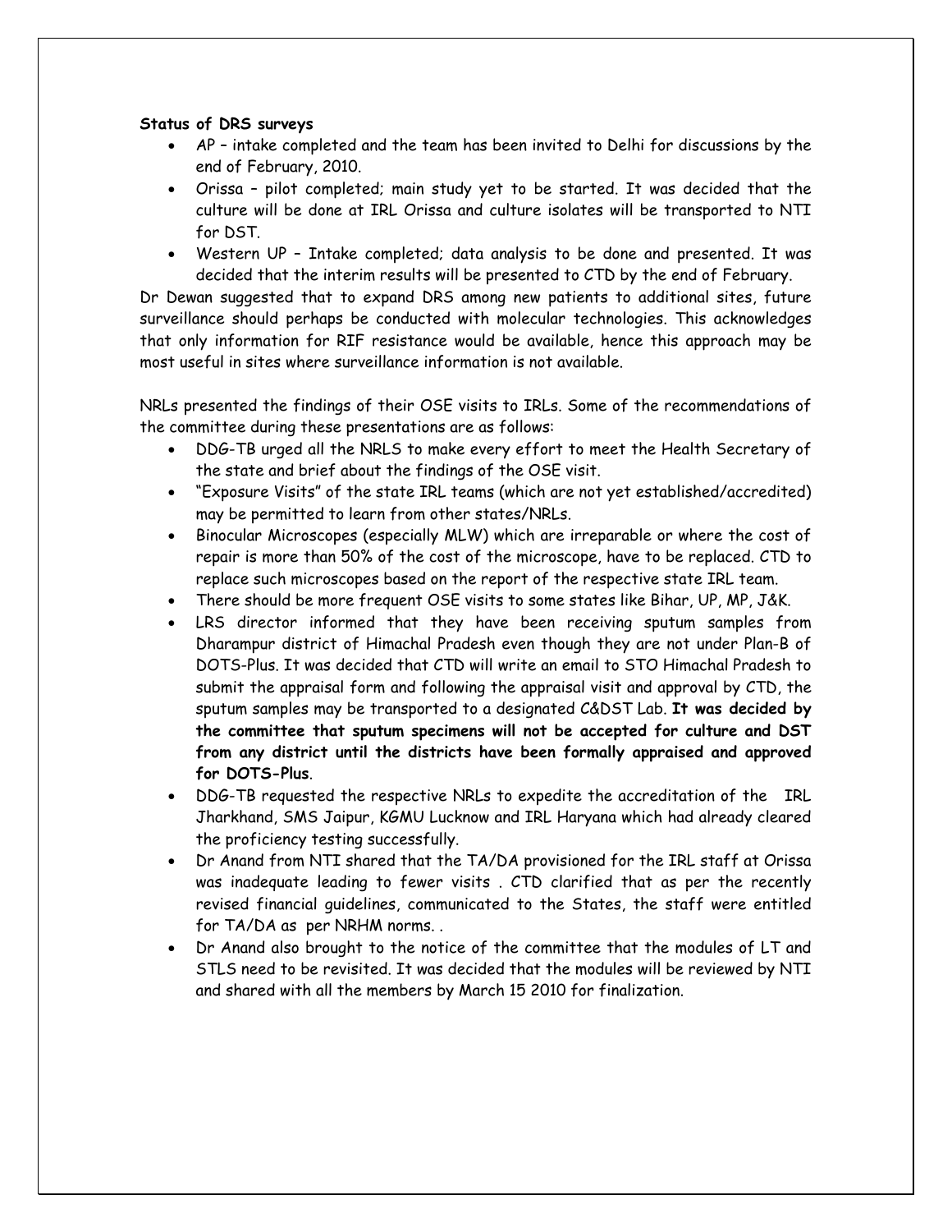**Status of DRS surveys**

- AP – intake completed and the team has been invited to Delhi for discussions by the end of February, 2010.
- Orissa – pilot completed; main study yet to be started. It was decided that the culture will be done at IRL Orissa and culture isolates will be transported to NTI for DST.
- Western UP – Intake completed; data analysis to be done and presented. It was decided that the interim results will be presented to CTD by the end of February.

Dr Dewan suggested that to expand DRS among new patients to additional sites, future surveillance should perhaps be conducted with molecular technologies. This acknowledges that only information for RIF resistance would be available, hence this approach may be most useful in sites where surveillance information is not available.

NRLs presented the findings of their OSE visits to IRLs. Some of the recommendations of the committee during these presentations are as follows:

- DDG-TB urged all the NRLS to make every effort to meet the Health Secretary of the state and brief about the findings of the OSE visit.
- "Exposure Visits" of the state IRL teams (which are not yet established/accredited) may be permitted to learn from other states/NRLs.
- Binocular Microscopes (especially MLW) which are irreparable or where the cost of repair is more than 50% of the cost of the microscope, have to be replaced. CTD to replace such microscopes based on the report of the respective state IRL team.
- There should be more frequent OSE visits to some states like Bihar, UP, MP, J&K.
- LRS director informed that they have been receiving sputum samples from Dharampur district of Himachal Pradesh even though they are not under Plan-B of DOTS-Plus. It was decided that CTD will write an email to STO Himachal Pradesh to submit the appraisal form and following the appraisal visit and approval by CTD, the sputum samples may be transported to a designated C&DST Lab. **It was decided by the committee that sputum specimens will not be accepted for culture and DST from any district until the districts have been formally appraised and approved for DOTS-Plus**.
- DDG-TB requested the respective NRLs to expedite the accreditation of the IRL Jharkhand, SMS Jaipur, KGMU Lucknow and IRL Haryana which had already cleared the proficiency testing successfully.
- Dr Anand from NTI shared that the TA/DA provisioned for the IRL staff at Orissa was inadequate leading to fewer visits . CTD clarified that as per the recently revised financial guidelines, communicated to the States, the staff were entitled for TA/DA as per NRHM norms. .
- Dr Anand also brought to the notice of the committee that the modules of LT and STLS need to be revisited. It was decided that the modules will be reviewed by NTI and shared with all the members by March 15 2010 for finalization.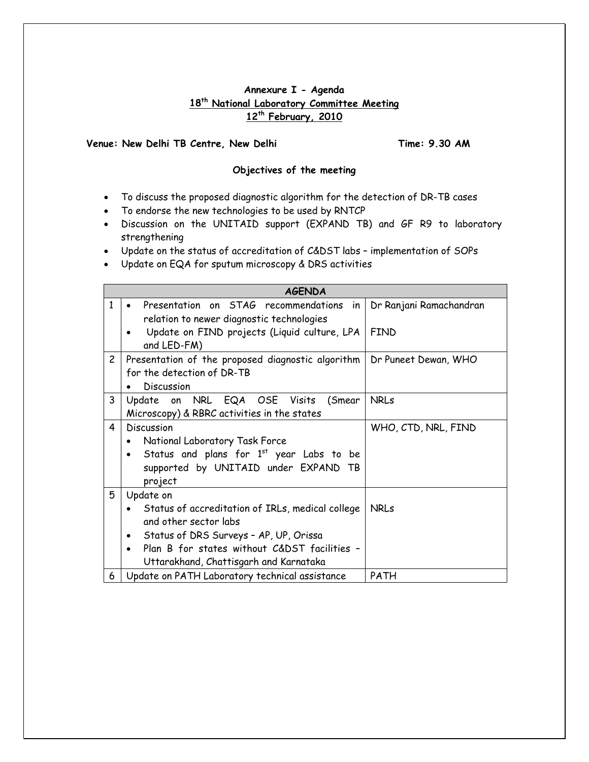## Annexure I - Agenda

## 18th National Laboratory Committee Meeting

## 12th February, 2010

**Venue: New Delhi TB Centre, New Delhi** **Time: 9.30 AM**

### Objectives of the meeting

- To discuss the proposed diagnostic algorithm for the detection of DR-TB cases
- To endorse the new technologies to be used by RNTCP
- Discussion on the UNITAID support (EXPAND TB) and GF R9 to laboratory strengthening
- Update on the status of accreditation of C&DST labs – implementation of SOPs
- Update on EQA for sputum microscopy & DRS activities

| AGENDA | | |
|---|---|---|
| 1 | • Presentation on STAG recommendations in relation to newer diagnostic technologies<br>• Update on FIND projects (Liquid culture, LPA and LED-FM) | Dr Ranjani Ramachandran<br><br>FIND |
| 2 | Presentation of the proposed diagnostic algorithm for the detection of DR-TB<br>• Discussion | Dr Puneet Dewan, WHO |
| 3 | Update on NRL EQA OSE Visits (Smear Microscopy) & RBRC activities in the states | NRLs |
| 4 | Discussion<br>• National Laboratory Task Force<br>• Status and plans for 1st year Labs to be supported by UNITAID under EXPAND TB project | WHO, CTD, NRL, FIND |
| 5 | Update on<br>• Status of accreditation of IRLs, medical college and other sector labs<br>• Status of DRS Surveys – AP, UP, Orissa<br>• Plan B for states without C&DST facilities – Uttarakhand, Chattisgarh and Karnataka | NRLs |
| 6 | Update on PATH Laboratory technical assistance | PATH |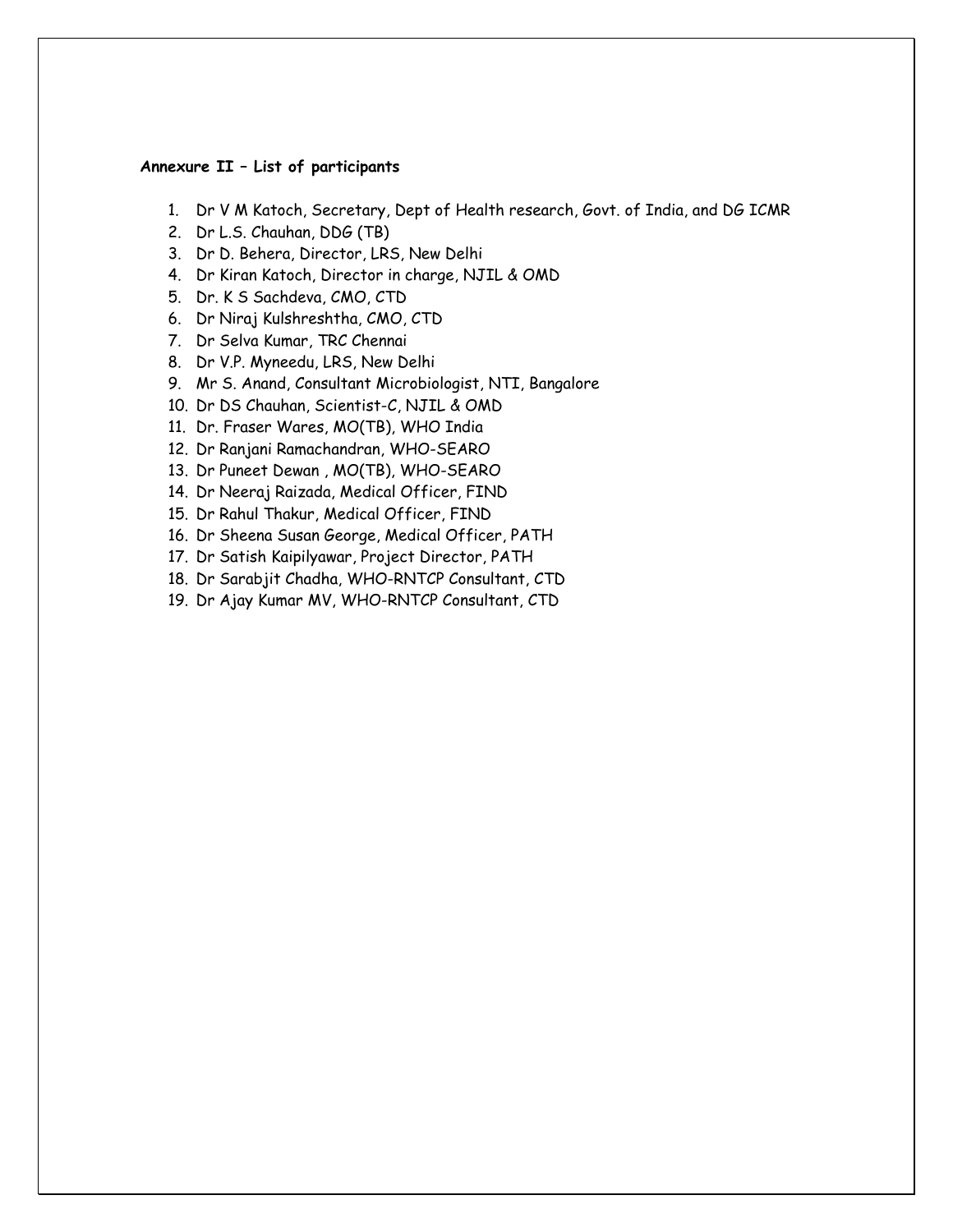**Annexure II – List of participants**

1. Dr V M Katoch, Secretary, Dept of Health research, Govt. of India, and DG ICMR
2. Dr L.S. Chauhan, DDG (TB)
3. Dr D. Behera, Director, LRS, New Delhi
4. Dr Kiran Katoch, Director in charge, NJIL & OMD
5. Dr. K S Sachdeva, CMO, CTD
6. Dr Niraj Kulshreshtha, CMO, CTD
7. Dr Selva Kumar, TRC Chennai
8. Dr V.P. Myneedu, LRS, New Delhi
9. Mr S. Anand, Consultant Microbiologist, NTI, Bangalore
10. Dr DS Chauhan, Scientist-C, NJIL & OMD
11. Dr. Fraser Wares, MO(TB), WHO India
12. Dr Ranjani Ramachandran, WHO-SEARO
13. Dr Puneet Dewan , MO(TB), WHO-SEARO
14. Dr Neeraj Raizada, Medical Officer, FIND
15. Dr Rahul Thakur, Medical Officer, FIND
16. Dr Sheena Susan George, Medical Officer, PATH
17. Dr Satish Kaipilyawar, Project Director, PATH
18. Dr Sarabjit Chadha, WHO-RNTCP Consultant, CTD
19. Dr Ajay Kumar MV, WHO-RNTCP Consultant, CTD